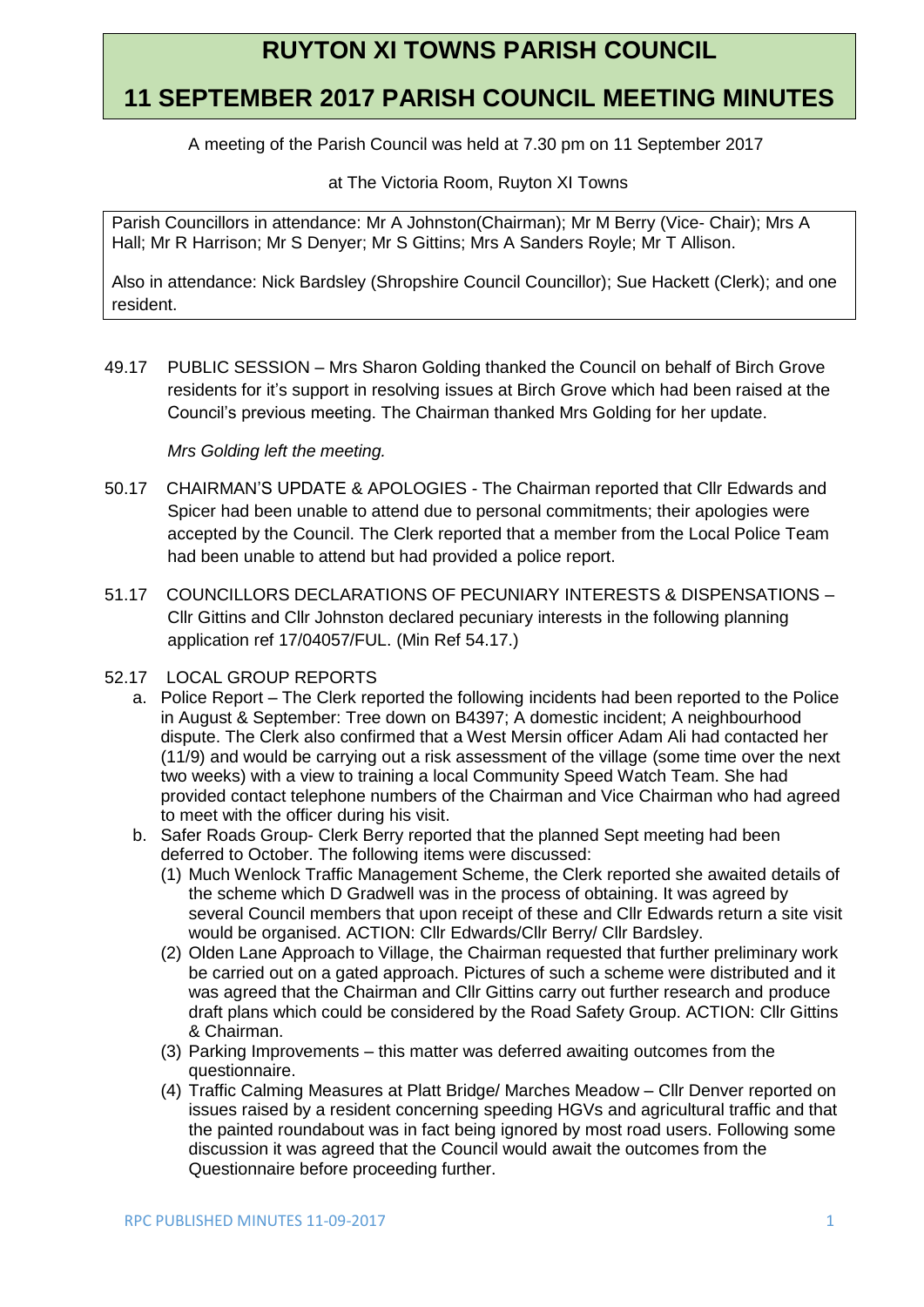# RUYTON XI TOWNS PARISH COUNCIL

# 11 SEPTEMBER 2017 PARISH COUNCIL MEETING MINUTES

A meeting of the Parish Council was held at 7.30 pm on 11 September 2017

at The Victoria Room, Ruyton XI Towns

Parish Councillors in attendance: Mr A Johnston(Chairman); Mr M Berry (Vice- Chair); Mrs A Hall; Mr R Harrison; Mr S Denyer; Mr S Gittins; Mrs A Sanders Royle; Mr T Allison.

Also in attendance: Nick Bardsley (Shropshire Council Councillor); Sue Hackett (Clerk); and one resident.

49.17 PUBLIC SESSION – Mrs Sharon Golding thanked the Council on behalf of Birch Grove residents for it's support in resolving issues at Birch Grove which had been raised at the Council's previous meeting. The Chairman thanked Mrs Golding for her update.

*Mrs Golding left the meeting.*

50.17 CHAIRMAN'S UPDATE & APOLOGIES - The Chairman reported that Cllr Edwards and Spicer had been unable to attend due to personal commitments; their apologies were accepted by the Council. The Clerk reported that a member from the Local Police Team had been unable to attend but had provided a police report.

51.17 COUNCILLORS DECLARATIONS OF PECUNIARY INTERESTS & DISPENSATIONS – Cllr Gittins and Cllr Johnston declared pecuniary interests in the following planning application ref 17/04057/FUL. (Min Ref 54.17.)

52.17 LOCAL GROUP REPORTS

a. Police Report – The Clerk reported the following incidents had been reported to the Police in August & September: Tree down on B4397; A domestic incident; A neighbourhood dispute. The Clerk also confirmed that a West Mersin officer Adam Ali had contacted her (11/9) and would be carrying out a risk assessment of the village (some time over the next two weeks) with a view to training a local Community Speed Watch Team. She had provided contact telephone numbers of the Chairman and Vice Chairman who had agreed to meet with the officer during his visit.

b. Safer Roads Group- Clerk Berry reported that the planned Sept meeting had been deferred to October. The following items were discussed:

   (1) Much Wenlock Traffic Management Scheme, the Clerk reported she awaited details of the scheme which D Gradwell was in the process of obtaining. It was agreed by several Council members that upon receipt of these and Cllr Edwards return a site visit would be organised. ACTION: Cllr Edwards/Cllr Berry/ Cllr Bardsley.

   (2) Olden Lane Approach to Village, the Chairman requested that further preliminary work be carried out on a gated approach. Pictures of such a scheme were distributed and it was agreed that the Chairman and Cllr Gittins carry out further research and produce draft plans which could be considered by the Road Safety Group. ACTION: Cllr Gittins & Chairman.

   (3) Parking Improvements – this matter was deferred awaiting outcomes from the questionnaire.

   (4) Traffic Calming Measures at Platt Bridge/ Marches Meadow – Cllr Denver reported on issues raised by a resident concerning speeding HGVs and agricultural traffic and that the painted roundabout was in fact being ignored by most road users. Following some discussion it was agreed that the Council would await the outcomes from the Questionnaire before proceeding further.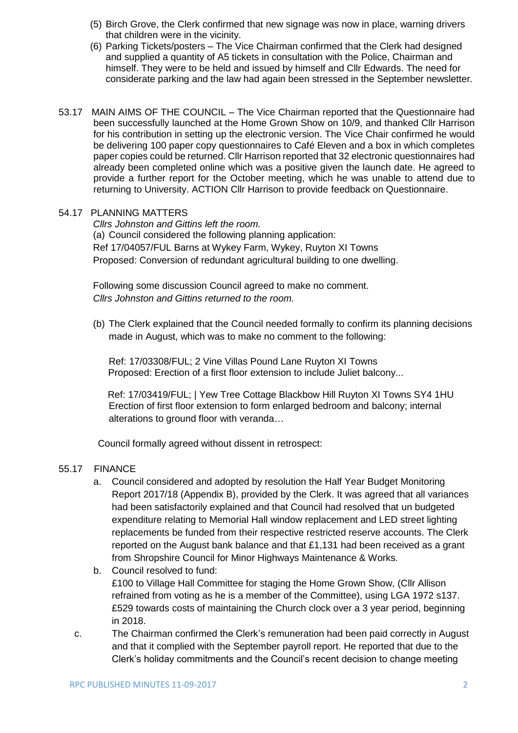(5) Birch Grove, the Clerk confirmed that new signage was now in place, warning drivers that children were in the vicinity.

(6) Parking Tickets/posters – The Vice Chairman confirmed that the Clerk had designed and supplied a quantity of A5 tickets in consultation with the Police, Chairman and himself. They were to be held and issued by himself and Cllr Edwards. The need for considerate parking and the law had again been stressed in the September newsletter.

53.17 MAIN AIMS OF THE COUNCIL – The Vice Chairman reported that the Questionnaire had been successfully launched at the Home Grown Show on 10/9, and thanked Cllr Harrison for his contribution in setting up the electronic version. The Vice Chair confirmed he would be delivering 100 paper copy questionnaires to Café Eleven and a box in which completes paper copies could be returned. Cllr Harrison reported that 32 electronic questionnaires had already been completed online which was a positive given the launch date. He agreed to provide a further report for the October meeting, which he was unable to attend due to returning to University. ACTION Cllr Harrison to provide feedback on Questionnaire.

54.17 PLANNING MATTERS

*Cllrs Johnston and Gittins left the room.*

(a) Council considered the following planning application:

Ref 17/04057/FUL Barns at Wykey Farm, Wykey, Ruyton XI Towns

Proposed: Conversion of redundant agricultural building to one dwelling.

Following some discussion Council agreed to make no comment.

*Cllrs Johnston and Gittins returned to the room.*

(b) The Clerk explained that the Council needed formally to confirm its planning decisions made in August, which was to make no comment to the following:

Ref: 17/03308/FUL; 2 Vine Villas Pound Lane Ruyton XI Towns
Proposed: Erection of a first floor extension to include Juliet balcony...

Ref: 17/03419/FUL; | Yew Tree Cottage Blackbow Hill Ruyton XI Towns SY4 1HU
Erection of first floor extension to form enlarged bedroom and balcony; internal alterations to ground floor with veranda…

Council formally agreed without dissent in retrospect:

55.17 FINANCE

a. Council considered and adopted by resolution the Half Year Budget Monitoring Report 2017/18 (Appendix B), provided by the Clerk. It was agreed that all variances had been satisfactorily explained and that Council had resolved that un budgeted expenditure relating to Memorial Hall window replacement and LED street lighting replacements be funded from their respective restricted reserve accounts. The Clerk reported on the August bank balance and that £1,131 had been received as a grant from Shropshire Council for Minor Highways Maintenance & Works.

b. Council resolved to fund:
£100 to Village Hall Committee for staging the Home Grown Show, (Cllr Allison refrained from voting as he is a member of the Committee), using LGA 1972 s137.
£529 towards costs of maintaining the Church clock over a 3 year period, beginning in 2018.

c. The Chairman confirmed the Clerk's remuneration had been paid correctly in August and that it complied with the September payroll report. He reported that due to the Clerk's holiday commitments and the Council's recent decision to change meeting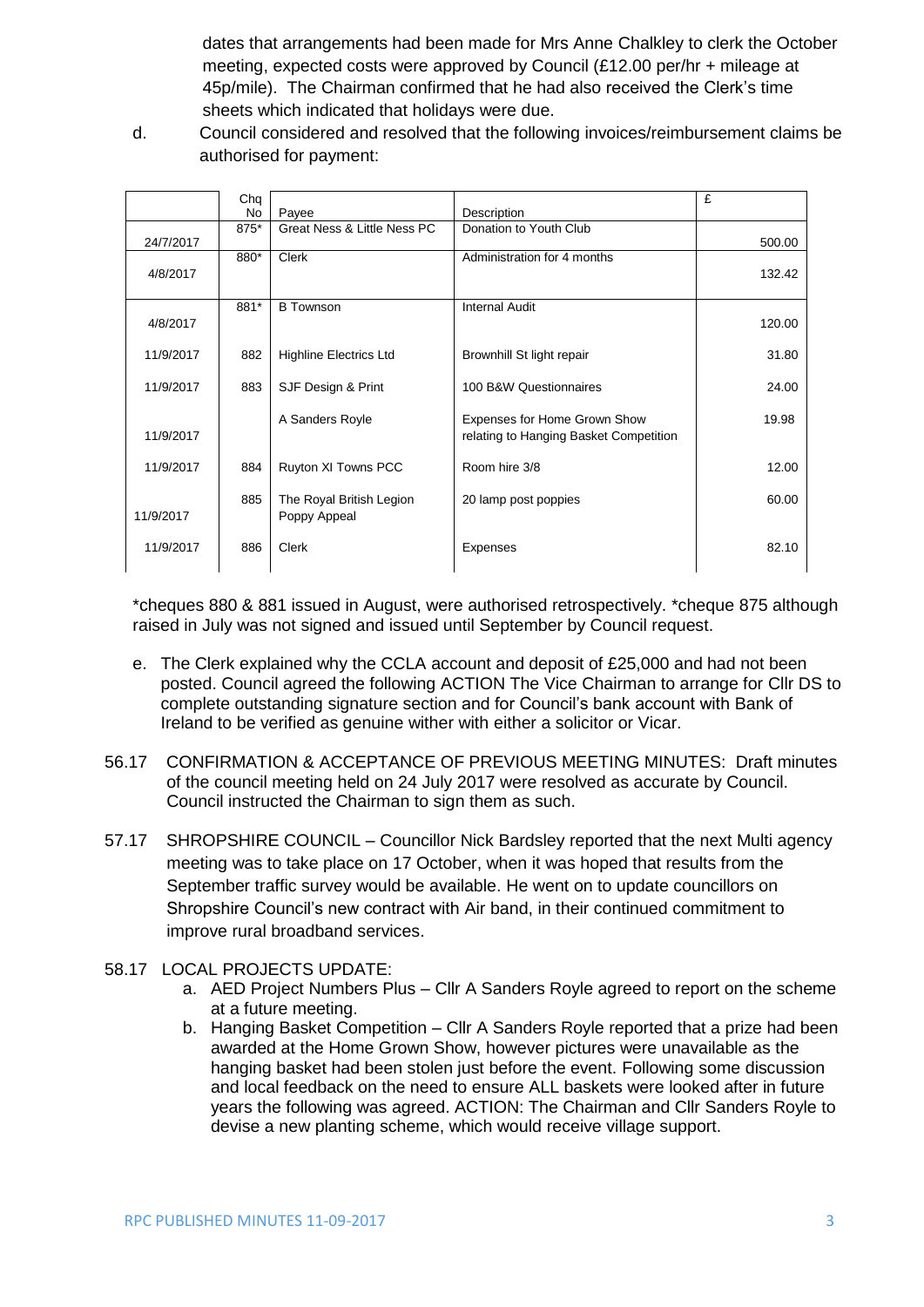dates that arrangements had been made for Mrs Anne Chalkley to clerk the October meeting, expected costs were approved by Council (£12.00 per/hr + mileage at 45p/mile). The Chairman confirmed that he had also received the Clerk's time sheets which indicated that holidays were due.

d. Council considered and resolved that the following invoices/reimbursement claims be authorised for payment:

| | Chq No | Payee | Description | £ |
|---|---|---|---|---|
| 24/7/2017 | 875* | Great Ness & Little Ness PC | Donation to Youth Club | 500.00 |
| 4/8/2017 | 880* | Clerk | Administration for 4 months | 132.42 |
| 4/8/2017 | 881* | B Townson | Internal Audit | 120.00 |
| 11/9/2017 | 882 | Highline Electrics Ltd | Brownhill St light repair | 31.80 |
| 11/9/2017 | 883 | SJF Design & Print | 100 B&W Questionnaires | 24.00 |
| 11/9/2017 | | A Sanders Royle | Expenses for Home Grown Show relating to Hanging Basket Competition | 19.98 |
| 11/9/2017 | 884 | Ruyton XI Towns PCC | Room hire 3/8 | 12.00 |
| 11/9/2017 | 885 | The Royal British Legion Poppy Appeal | 20 lamp post poppies | 60.00 |
| 11/9/2017 | 886 | Clerk | Expenses | 82.10 |

*cheques 880 & 881 issued in August, were authorised retrospectively. *cheque 875 although raised in July was not signed and issued until September by Council request.

e. The Clerk explained why the CCLA account and deposit of £25,000 and had not been posted. Council agreed the following ACTION The Vice Chairman to arrange for Cllr DS to complete outstanding signature section and for Council's bank account with Bank of Ireland to be verified as genuine wither with either a solicitor or Vicar.

56.17 CONFIRMATION & ACCEPTANCE OF PREVIOUS MEETING MINUTES: Draft minutes of the council meeting held on 24 July 2017 were resolved as accurate by Council. Council instructed the Chairman to sign them as such.

57.17 SHROPSHIRE COUNCIL – Councillor Nick Bardsley reported that the next Multi agency meeting was to take place on 17 October, when it was hoped that results from the September traffic survey would be available. He went on to update councillors on Shropshire Council's new contract with Air band, in their continued commitment to improve rural broadband services.

58.17 LOCAL PROJECTS UPDATE:

a. AED Project Numbers Plus – Cllr A Sanders Royle agreed to report on the scheme at a future meeting.

b. Hanging Basket Competition – Cllr A Sanders Royle reported that a prize had been awarded at the Home Grown Show, however pictures were unavailable as the hanging basket had been stolen just before the event. Following some discussion and local feedback on the need to ensure ALL baskets were looked after in future years the following was agreed. ACTION: The Chairman and Cllr Sanders Royle to devise a new planting scheme, which would receive village support.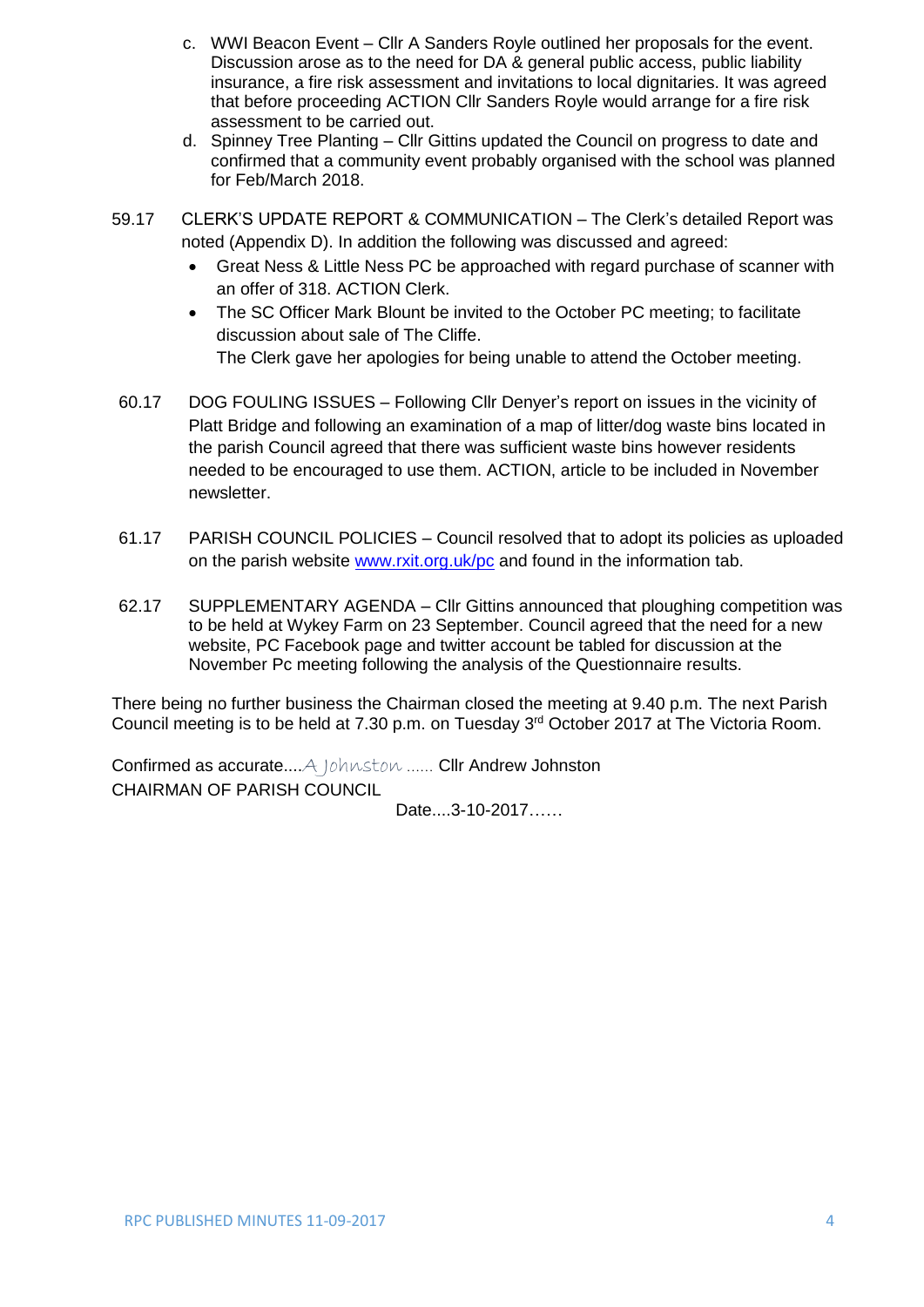c. WWI Beacon Event – Cllr A Sanders Royle outlined her proposals for the event. Discussion arose as to the need for DA & general public access, public liability insurance, a fire risk assessment and invitations to local dignitaries. It was agreed that before proceeding ACTION Cllr Sanders Royle would arrange for a fire risk assessment to be carried out.

d. Spinney Tree Planting – Cllr Gittins updated the Council on progress to date and confirmed that a community event probably organised with the school was planned for Feb/March 2018.

59.17 CLERK'S UPDATE REPORT & COMMUNICATION – The Clerk's detailed Report was noted (Appendix D). In addition the following was discussed and agreed:

- Great Ness & Little Ness PC be approached with regard purchase of scanner with an offer of 318. ACTION Clerk.
- The SC Officer Mark Blount be invited to the October PC meeting; to facilitate discussion about sale of The Cliffe.
  The Clerk gave her apologies for being unable to attend the October meeting.

60.17 DOG FOULING ISSUES – Following Cllr Denyer's report on issues in the vicinity of Platt Bridge and following an examination of a map of litter/dog waste bins located in the parish Council agreed that there was sufficient waste bins however residents needed to be encouraged to use them. ACTION, article to be included in November newsletter.

61.17 PARISH COUNCIL POLICIES – Council resolved that to adopt its policies as uploaded on the parish website www.rxit.org.uk/pc and found in the information tab.

62.17 SUPPLEMENTARY AGENDA – Cllr Gittins announced that ploughing competition was to be held at Wykey Farm on 23 September. Council agreed that the need for a new website, PC Facebook page and twitter account be tabled for discussion at the November Pc meeting following the analysis of the Questionnaire results.

There being no further business the Chairman closed the meeting at 9.40 p.m. The next Parish Council meeting is to be held at 7.30 p.m. on Tuesday 3rd October 2017 at The Victoria Room.

Confirmed as accurate....A Johnston ...... Cllr Andrew Johnston
CHAIRMAN OF PARISH COUNCIL

Date....3-10-2017……